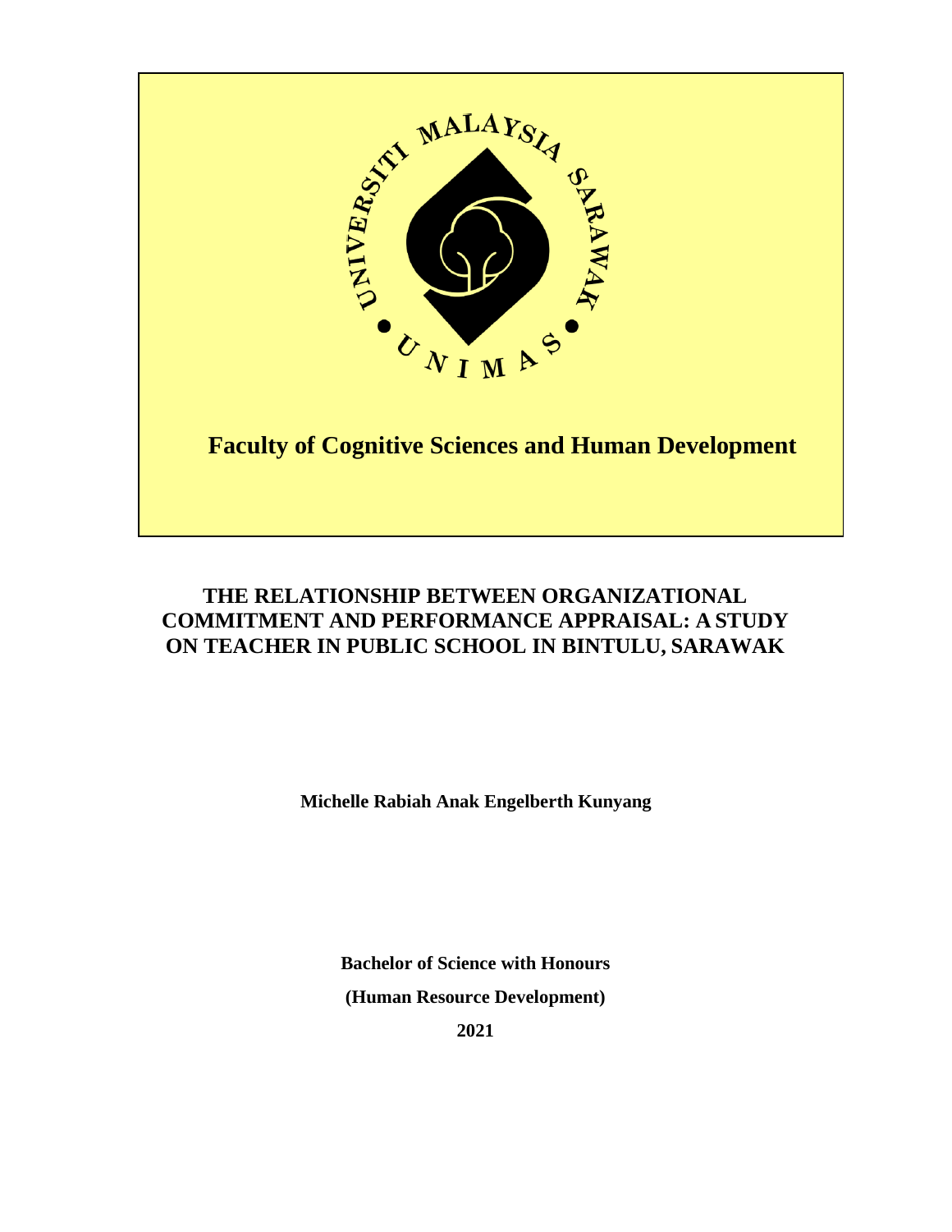UNIVERSITI MALAYSIA SARAWAK

UNIMAS

**Faculty of Cognitive Sciences and Human Development**

# THE RELATIONSHIP BETWEEN ORGANIZATIONAL COMMITMENT AND PERFORMANCE APPRAISAL: A STUDY ON TEACHER IN PUBLIC SCHOOL IN BINTULU, SARAWAK

**Michelle Rabiah Anak Engelberth Kunyang**

**Bachelor of Science with Honours**

**(Human Resource Development)**

**2021**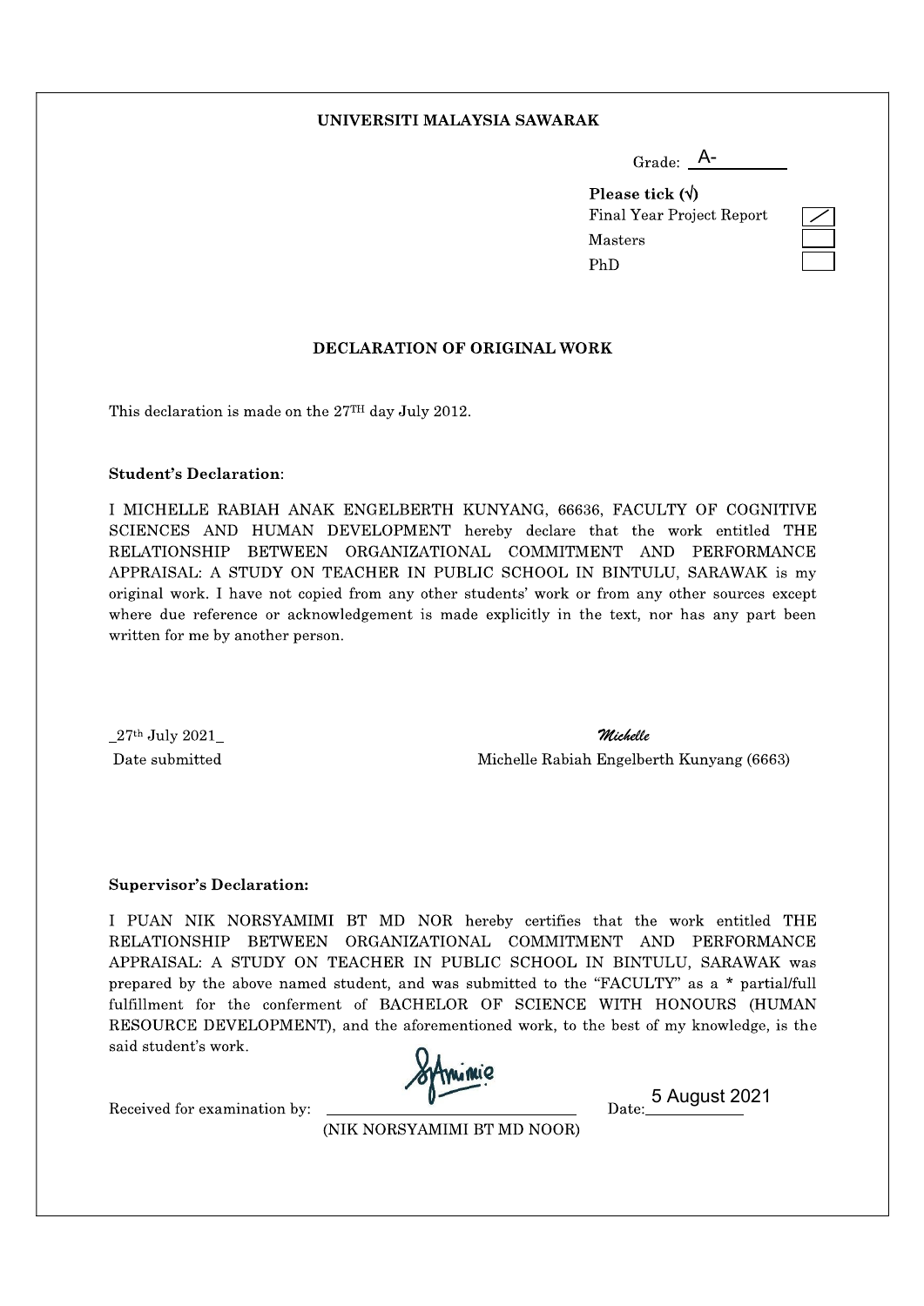**UNIVERSITI MALAYSIA SAWARAK**

Grade: A-

**Please tick (√)**

Final Year Project Report ☑

Masters ☐

PhD ☐

**DECLARATION OF ORIGINAL WORK**

This declaration is made on the 27$^{TH}$ day July 2012.

**Student's Declaration**:

I MICHELLE RABIAH ANAK ENGELBERTH KUNYANG, 66636, FACULTY OF COGNITIVE SCIENCES AND HUMAN DEVELOPMENT hereby declare that the work entitled THE RELATIONSHIP BETWEEN ORGANIZATIONAL COMMITMENT AND PERFORMANCE APPRAISAL: A STUDY ON TEACHER IN PUBLIC SCHOOL IN BINTULU, SARAWAK is my original work. I have not copied from any other students' work or from any other sources except where due reference or acknowledgement is made explicitly in the text, nor has any part been written for me by another person.

_27$^{th}$ July 2021_
Date submitted

*Michelle*
Michelle Rabiah Engelberth Kunyang (6663)

**Supervisor's Declaration:**

I PUAN NIK NORSYAMIMI BT MD NOR hereby certifies that the work entitled THE RELATIONSHIP BETWEEN ORGANIZATIONAL COMMITMENT AND PERFORMANCE APPRAISAL: A STUDY ON TEACHER IN PUBLIC SCHOOL IN BINTULU, SARAWAK was prepared by the above named student, and was submitted to the "FACULTY" as a * partial/full fulfillment for the conferment of BACHELOR OF SCIENCE WITH HONOURS (HUMAN RESOURCE DEVELOPMENT), and the aforementioned work, to the best of my knowledge, is the said student's work.

Received for examination by: ______________________ Date: 5 August 2021
(NIK NORSYAMIMI BT MD NOOR)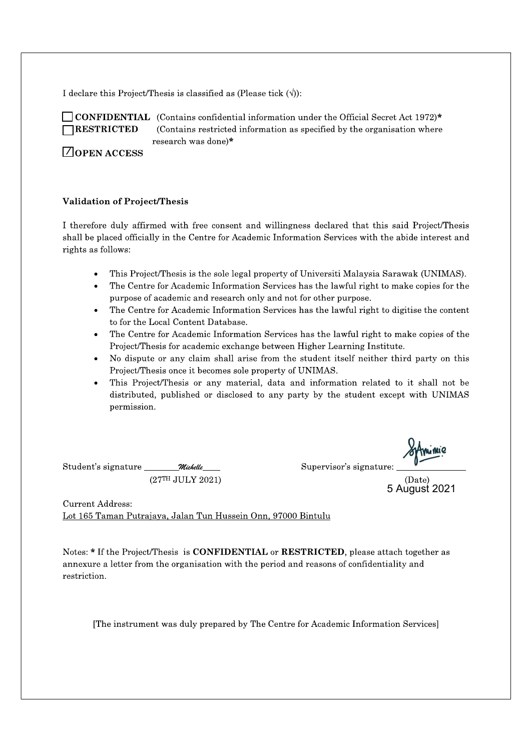I declare this Project/Thesis is classified as (Please tick (√)):

☐ **CONFIDENTIAL** (Contains confidential information under the Official Secret Act 1972)*
☐ **RESTRICTED** (Contains restricted information as specified by the organisation where research was done)*
☑ **OPEN ACCESS**

**Validation of Project/Thesis**

I therefore duly affirmed with free consent and willingness declared that this said Project/Thesis shall be placed officially in the Centre for Academic Information Services with the abide interest and rights as follows:

- This Project/Thesis is the sole legal property of Universiti Malaysia Sarawak (UNIMAS).
- The Centre for Academic Information Services has the lawful right to make copies for the purpose of academic and research only and not for other purpose.
- The Centre for Academic Information Services has the lawful right to digitise the content to for the Local Content Database.
- The Centre for Academic Information Services has the lawful right to make copies of the Project/Thesis for academic exchange between Higher Learning Institute.
- No dispute or any claim shall arise from the student itself neither third party on this Project/Thesis once it becomes sole property of UNIMAS.
- This Project/Thesis or any material, data and information related to it shall not be distributed, published or disclosed to any party by the student except with UNIMAS permission.

Student's signature ________*Michelle*____
(27TH JULY 2021)

Supervisor's signature: _______________
(Date)
5 August 2021

Current Address:
Lot 165 Taman Putrajaya, Jalan Tun Hussein Onn, 97000 Bintulu

Notes: * If the Project/Thesis is **CONFIDENTIAL** or **RESTRICTED**, please attach together as annexure a letter from the organisation with the period and reasons of confidentiality and restriction.

[The instrument was duly prepared by The Centre for Academic Information Services]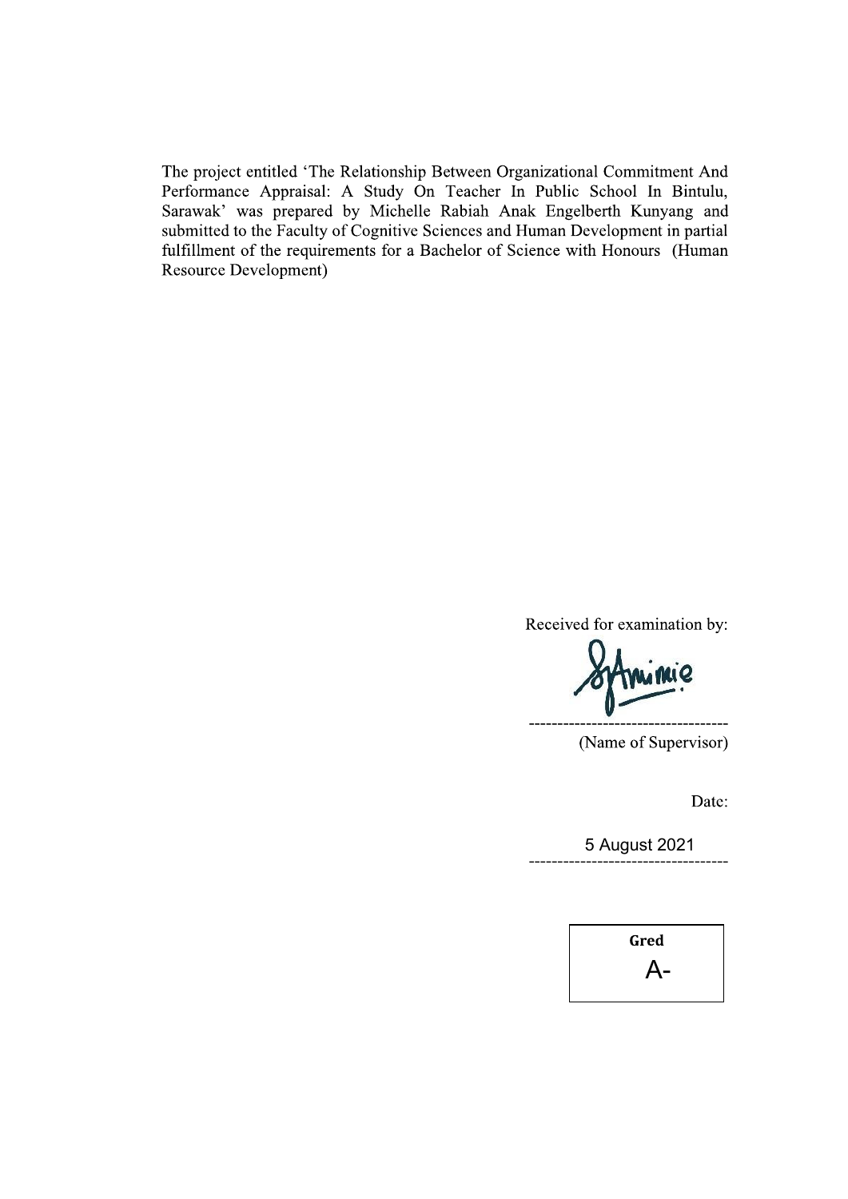The project entitled 'The Relationship Between Organizational Commitment And Performance Appraisal: A Study On Teacher In Public School In Bintulu, Sarawak' was prepared by Michelle Rabiah Anak Engelberth Kunyang and submitted to the Faculty of Cognitive Sciences and Human Development in partial fulfillment of the requirements for a Bachelor of Science with Honours (Human Resource Development)

Received for examination by:

-----------------------------------

(Name of Supervisor)

Date:

5 August 2021

-----------------------------------

| Gred |
| --- |
| A- |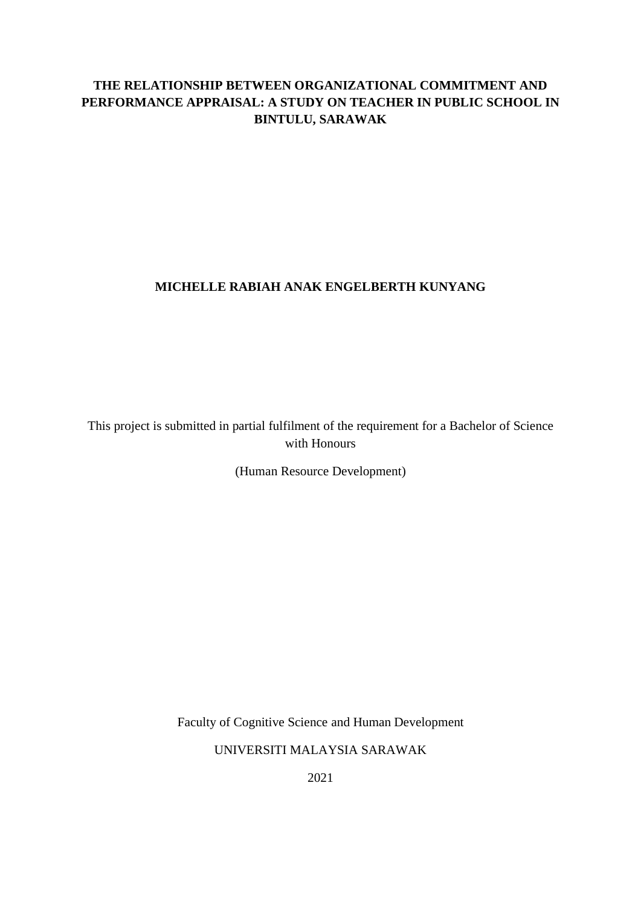# THE RELATIONSHIP BETWEEN ORGANIZATIONAL COMMITMENT AND PERFORMANCE APPRAISAL: A STUDY ON TEACHER IN PUBLIC SCHOOL IN BINTULU, SARAWAK

**MICHELLE RABIAH ANAK ENGELBERTH KUNYANG**

This project is submitted in partial fulfilment of the requirement for a Bachelor of Science with Honours

(Human Resource Development)

Faculty of Cognitive Science and Human Development

UNIVERSITI MALAYSIA SARAWAK

2021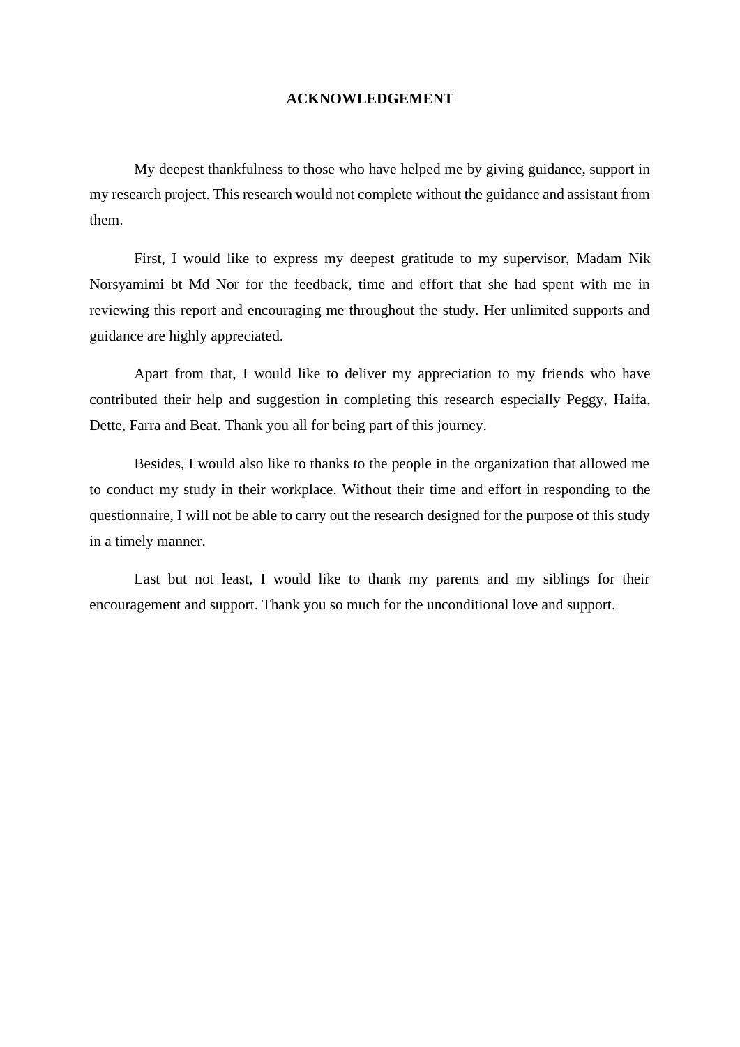# ACKNOWLEDGEMENT

My deepest thankfulness to those who have helped me by giving guidance, support in my research project. This research would not complete without the guidance and assistant from them.

First, I would like to express my deepest gratitude to my supervisor, Madam Nik Norsyamimi bt Md Nor for the feedback, time and effort that she had spent with me in reviewing this report and encouraging me throughout the study. Her unlimited supports and guidance are highly appreciated.

Apart from that, I would like to deliver my appreciation to my friends who have contributed their help and suggestion in completing this research especially Peggy, Haifa, Dette, Farra and Beat. Thank you all for being part of this journey.

Besides, I would also like to thanks to the people in the organization that allowed me to conduct my study in their workplace. Without their time and effort in responding to the questionnaire, I will not be able to carry out the research designed for the purpose of this study in a timely manner.

Last but not least, I would like to thank my parents and my siblings for their encouragement and support. Thank you so much for the unconditional love and support.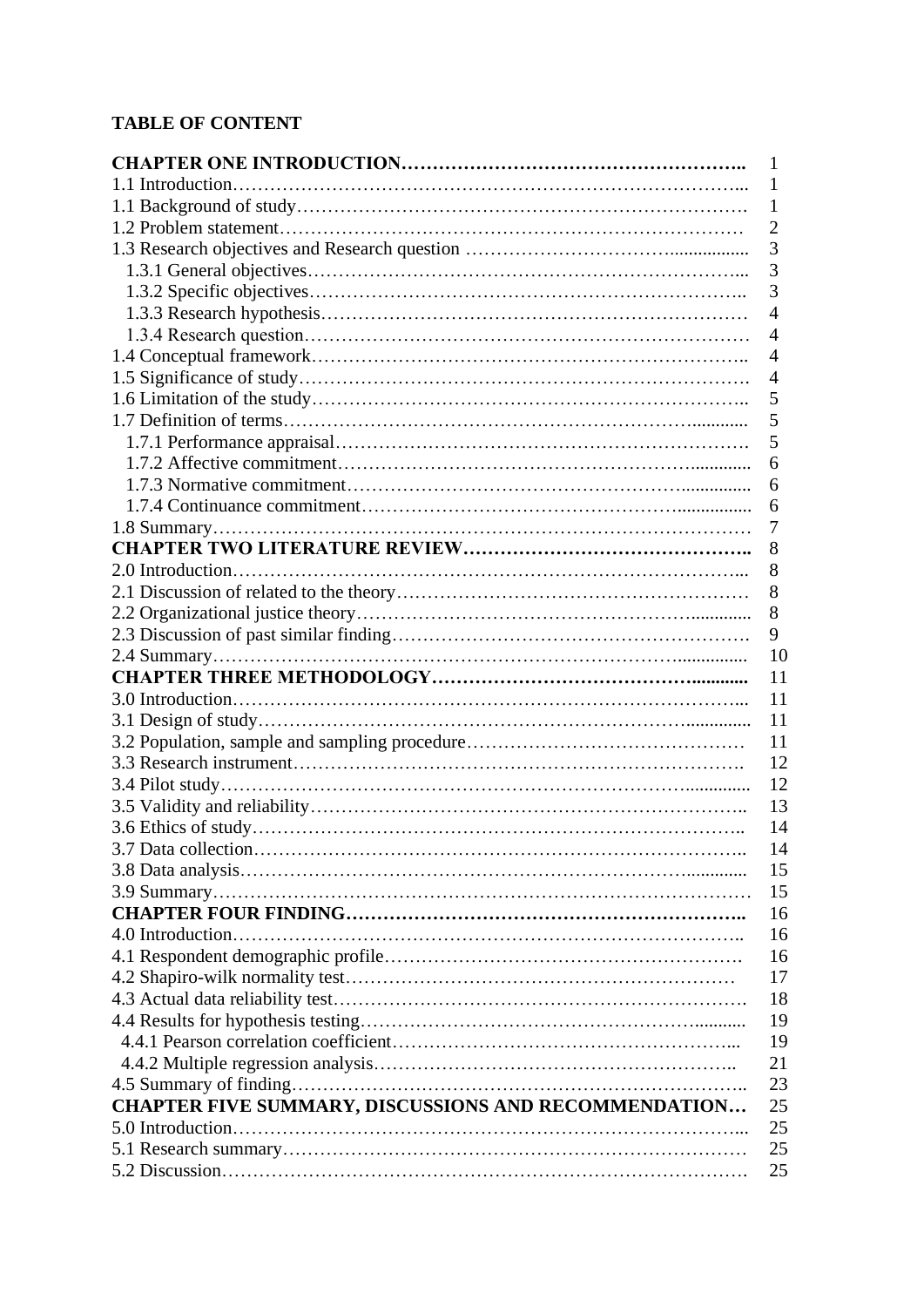**TABLE OF CONTENT**

| | |
|---|---|
| **CHAPTER ONE INTRODUCTION** | 1 |
| 1.1 Introduction | 1 |
| 1.1 Background of study | 1 |
| 1.2 Problem statement | 2 |
| 1.3 Research objectives and Research question | 3 |
| 1.3.1 General objectives | 3 |
| 1.3.2 Specific objectives | 3 |
| 1.3.3 Research hypothesis | 4 |
| 1.3.4 Research question | 4 |
| 1.4 Conceptual framework | 4 |
| 1.5 Significance of study | 4 |
| 1.6 Limitation of the study | 5 |
| 1.7 Definition of terms | 5 |
| 1.7.1 Performance appraisal | 5 |
| 1.7.2 Affective commitment | 6 |
| 1.7.3 Normative commitment | 6 |
| 1.7.4 Continuance commitment | 6 |
| 1.8 Summary | 7 |
| **CHAPTER TWO LITERATURE REVIEW** | 8 |
| 2.0 Introduction | 8 |
| 2.1 Discussion of related to the theory | 8 |
| 2.2 Organizational justice theory | 8 |
| 2.3 Discussion of past similar finding | 9 |
| 2.4 Summary | 10 |
| **CHAPTER THREE METHODOLOGY** | 11 |
| 3.0 Introduction | 11 |
| 3.1 Design of study | 11 |
| 3.2 Population, sample and sampling procedure | 11 |
| 3.3 Research instrument | 12 |
| 3.4 Pilot study | 12 |
| 3.5 Validity and reliability | 13 |
| 3.6 Ethics of study | 14 |
| 3.7 Data collection | 14 |
| 3.8 Data analysis | 15 |
| 3.9 Summary | 15 |
| **CHAPTER FOUR FINDING** | 16 |
| 4.0 Introduction | 16 |
| 4.1 Respondent demographic profile | 16 |
| 4.2 Shapiro-wilk normality test | 17 |
| 4.3 Actual data reliability test | 18 |
| 4.4 Results for hypothesis testing | 19 |
| 4.4.1 Pearson correlation coefficient | 19 |
| 4.4.2 Multiple regression analysis | 21 |
| 4.5 Summary of finding | 23 |
| **CHAPTER FIVE SUMMARY, DISCUSSIONS AND RECOMMENDATION** | 25 |
| 5.0 Introduction | 25 |
| 5.1 Research summary | 25 |
| 5.2 Discussion | 25 |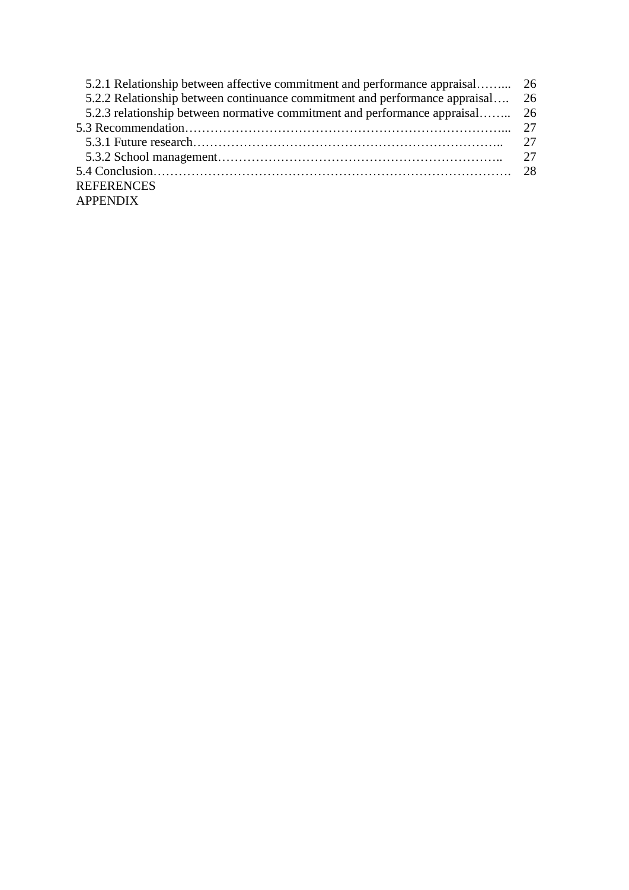5.2.1 Relationship between affective commitment and performance appraisal…….. 26
5.2.2 Relationship between continuance commitment and performance appraisal…. 26
5.2.3 relationship between normative commitment and performance appraisal…….. 26
5.3 Recommendation…………………………………………………………………... 27
5.3.1 Future research……………………………………………………………….. 27
5.3.2 School management………………………………………………………….. 27
5.4 Conclusion………………………………………………………………………. 28
REFERENCES
APPENDIX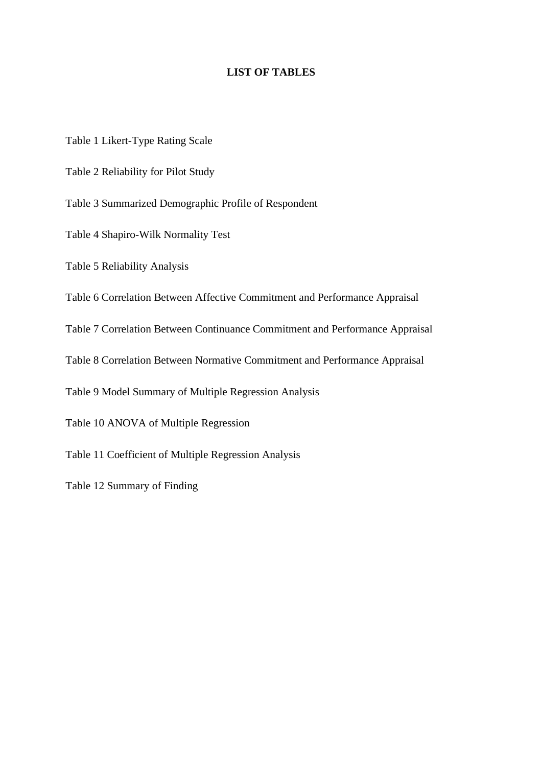# LIST OF TABLES

Table 1 Likert-Type Rating Scale

Table 2 Reliability for Pilot Study

Table 3 Summarized Demographic Profile of Respondent

Table 4 Shapiro-Wilk Normality Test

Table 5 Reliability Analysis

Table 6 Correlation Between Affective Commitment and Performance Appraisal

Table 7 Correlation Between Continuance Commitment and Performance Appraisal

Table 8 Correlation Between Normative Commitment and Performance Appraisal

Table 9 Model Summary of Multiple Regression Analysis

Table 10 ANOVA of Multiple Regression

Table 11 Coefficient of Multiple Regression Analysis

Table 12 Summary of Finding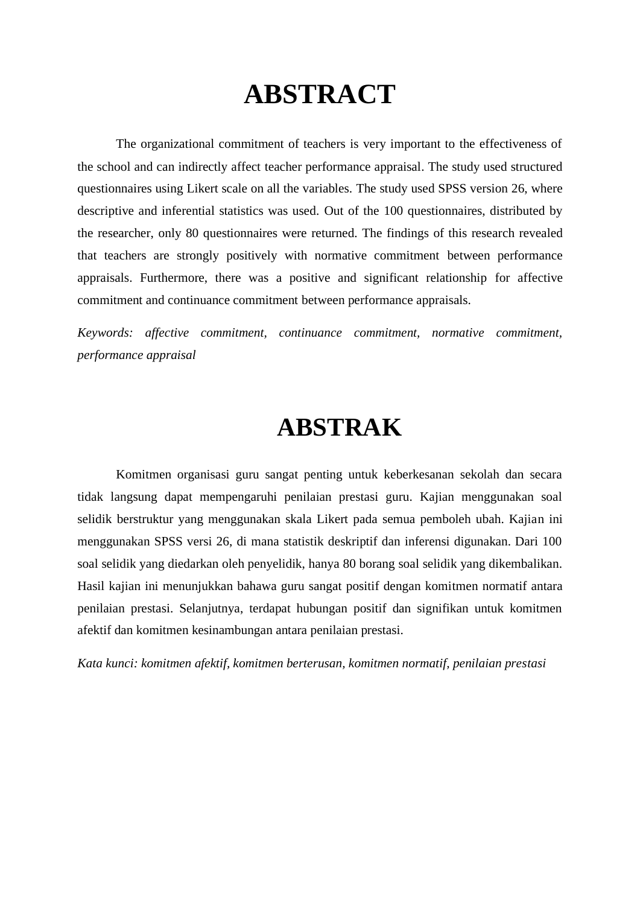# ABSTRACT

The organizational commitment of teachers is very important to the effectiveness of the school and can indirectly affect teacher performance appraisal. The study used structured questionnaires using Likert scale on all the variables. The study used SPSS version 26, where descriptive and inferential statistics was used. Out of the 100 questionnaires, distributed by the researcher, only 80 questionnaires were returned. The findings of this research revealed that teachers are strongly positively with normative commitment between performance appraisals. Furthermore, there was a positive and significant relationship for affective commitment and continuance commitment between performance appraisals.

*Keywords: affective commitment, continuance commitment, normative commitment, performance appraisal*

# ABSTRAK

Komitmen organisasi guru sangat penting untuk keberkesanan sekolah dan secara tidak langsung dapat mempengaruhi penilaian prestasi guru. Kajian menggunakan soal selidik berstruktur yang menggunakan skala Likert pada semua pemboleh ubah. Kajian ini menggunakan SPSS versi 26, di mana statistik deskriptif dan inferensi digunakan. Dari 100 soal selidik yang diedarkan oleh penyelidik, hanya 80 borang soal selidik yang dikembalikan. Hasil kajian ini menunjukkan bahawa guru sangat positif dengan komitmen normatif antara penilaian prestasi. Selanjutnya, terdapat hubungan positif dan signifikan untuk komitmen afektif dan komitmen kesinambungan antara penilaian prestasi.

*Kata kunci: komitmen afektif, komitmen berterusan, komitmen normatif, penilaian prestasi*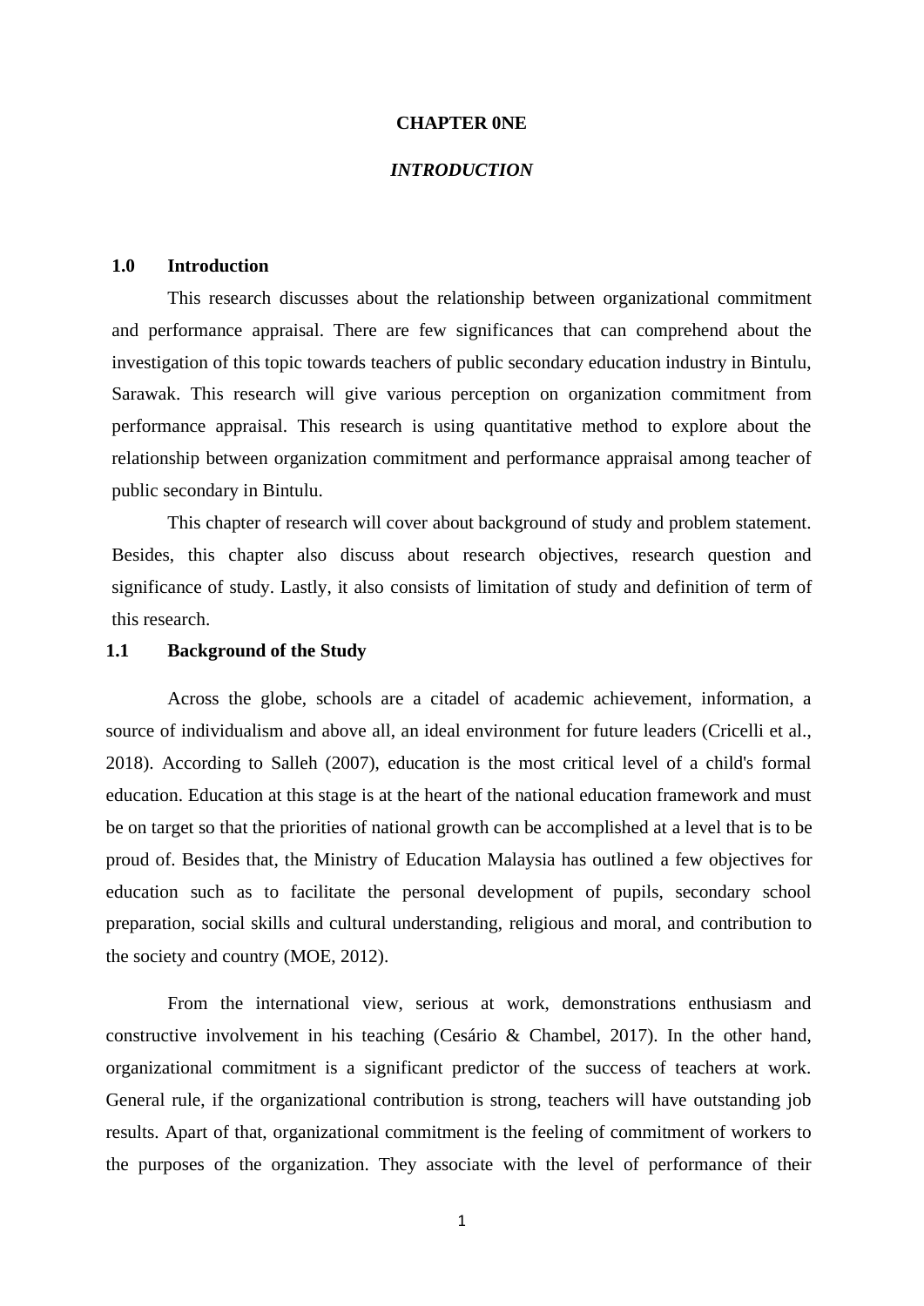# CHAPTER 0NE

## *INTRODUCTION*

### 1.0 Introduction

This research discusses about the relationship between organizational commitment and performance appraisal. There are few significances that can comprehend about the investigation of this topic towards teachers of public secondary education industry in Bintulu, Sarawak. This research will give various perception on organization commitment from performance appraisal. This research is using quantitative method to explore about the relationship between organization commitment and performance appraisal among teacher of public secondary in Bintulu.

This chapter of research will cover about background of study and problem statement. Besides, this chapter also discuss about research objectives, research question and significance of study. Lastly, it also consists of limitation of study and definition of term of this research.

### 1.1 Background of the Study

Across the globe, schools are a citadel of academic achievement, information, a source of individualism and above all, an ideal environment for future leaders (Cricelli et al., 2018). According to Salleh (2007), education is the most critical level of a child's formal education. Education at this stage is at the heart of the national education framework and must be on target so that the priorities of national growth can be accomplished at a level that is to be proud of. Besides that, the Ministry of Education Malaysia has outlined a few objectives for education such as to facilitate the personal development of pupils, secondary school preparation, social skills and cultural understanding, religious and moral, and contribution to the society and country (MOE, 2012).

From the international view, serious at work, demonstrations enthusiasm and constructive involvement in his teaching (Cesário & Chambel, 2017). In the other hand, organizational commitment is a significant predictor of the success of teachers at work. General rule, if the organizational contribution is strong, teachers will have outstanding job results. Apart of that, organizational commitment is the feeling of commitment of workers to the purposes of the organization. They associate with the level of performance of their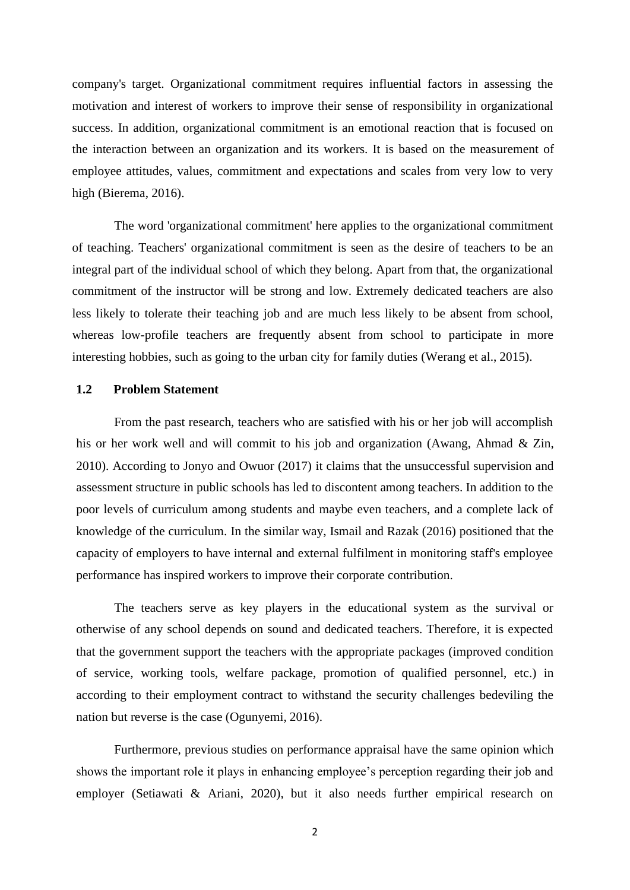company's target. Organizational commitment requires influential factors in assessing the motivation and interest of workers to improve their sense of responsibility in organizational success. In addition, organizational commitment is an emotional reaction that is focused on the interaction between an organization and its workers. It is based on the measurement of employee attitudes, values, commitment and expectations and scales from very low to very high (Bierema, 2016).

The word 'organizational commitment' here applies to the organizational commitment of teaching. Teachers' organizational commitment is seen as the desire of teachers to be an integral part of the individual school of which they belong. Apart from that, the organizational commitment of the instructor will be strong and low. Extremely dedicated teachers are also less likely to tolerate their teaching job and are much less likely to be absent from school, whereas low-profile teachers are frequently absent from school to participate in more interesting hobbies, such as going to the urban city for family duties (Werang et al., 2015).

### 1.2 Problem Statement

From the past research, teachers who are satisfied with his or her job will accomplish his or her work well and will commit to his job and organization (Awang, Ahmad & Zin, 2010). According to Jonyo and Owuor (2017) it claims that the unsuccessful supervision and assessment structure in public schools has led to discontent among teachers. In addition to the poor levels of curriculum among students and maybe even teachers, and a complete lack of knowledge of the curriculum. In the similar way, Ismail and Razak (2016) positioned that the capacity of employers to have internal and external fulfilment in monitoring staff's employee performance has inspired workers to improve their corporate contribution.

The teachers serve as key players in the educational system as the survival or otherwise of any school depends on sound and dedicated teachers. Therefore, it is expected that the government support the teachers with the appropriate packages (improved condition of service, working tools, welfare package, promotion of qualified personnel, etc.) in according to their employment contract to withstand the security challenges bedeviling the nation but reverse is the case (Ogunyemi, 2016).

Furthermore, previous studies on performance appraisal have the same opinion which shows the important role it plays in enhancing employee's perception regarding their job and employer (Setiawati & Ariani, 2020), but it also needs further empirical research on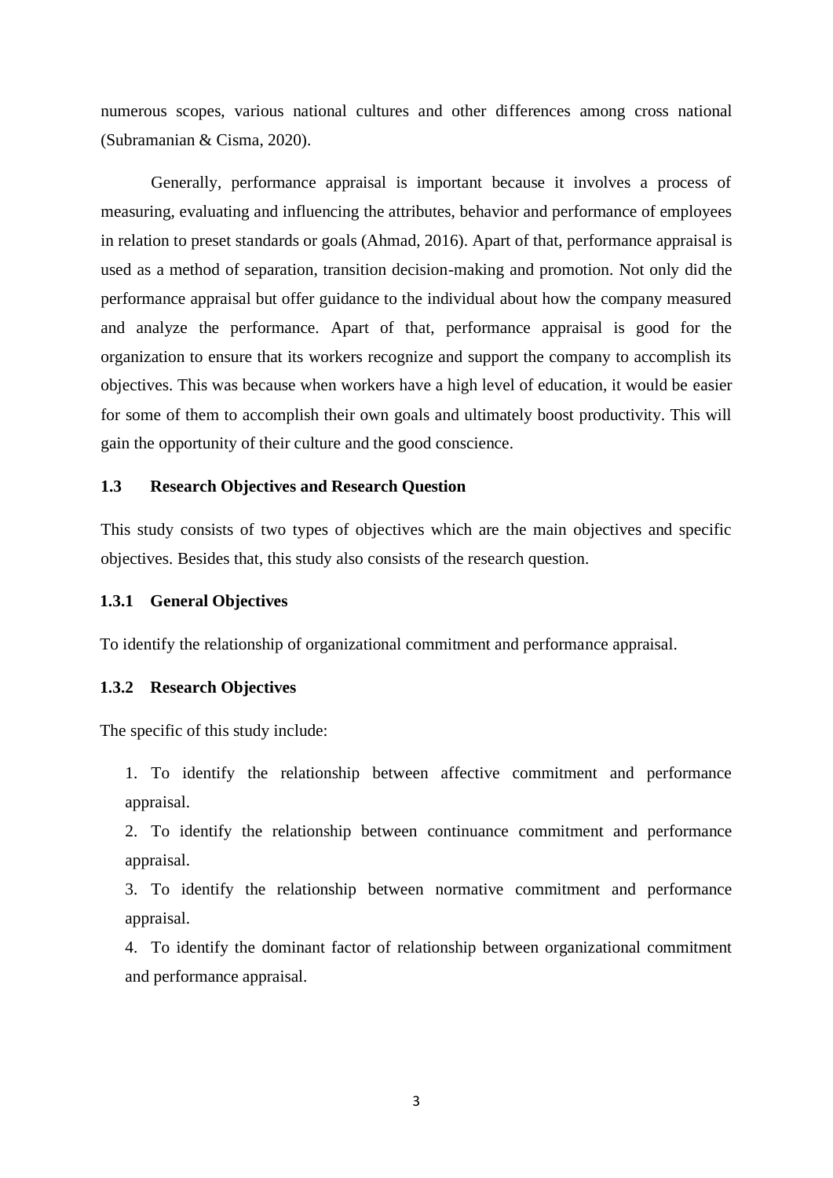numerous scopes, various national cultures and other differences among cross national (Subramanian & Cisma, 2020).

Generally, performance appraisal is important because it involves a process of measuring, evaluating and influencing the attributes, behavior and performance of employees in relation to preset standards or goals (Ahmad, 2016). Apart of that, performance appraisal is used as a method of separation, transition decision-making and promotion. Not only did the performance appraisal but offer guidance to the individual about how the company measured and analyze the performance. Apart of that, performance appraisal is good for the organization to ensure that its workers recognize and support the company to accomplish its objectives. This was because when workers have a high level of education, it would be easier for some of them to accomplish their own goals and ultimately boost productivity. This will gain the opportunity of their culture and the good conscience.

### 1.3 Research Objectives and Research Question

This study consists of two types of objectives which are the main objectives and specific objectives. Besides that, this study also consists of the research question.

#### 1.3.1 General Objectives

To identify the relationship of organizational commitment and performance appraisal.

#### 1.3.2 Research Objectives

The specific of this study include:

1. To identify the relationship between affective commitment and performance appraisal.
2. To identify the relationship between continuance commitment and performance appraisal.
3. To identify the relationship between normative commitment and performance appraisal.
4. To identify the dominant factor of relationship between organizational commitment and performance appraisal.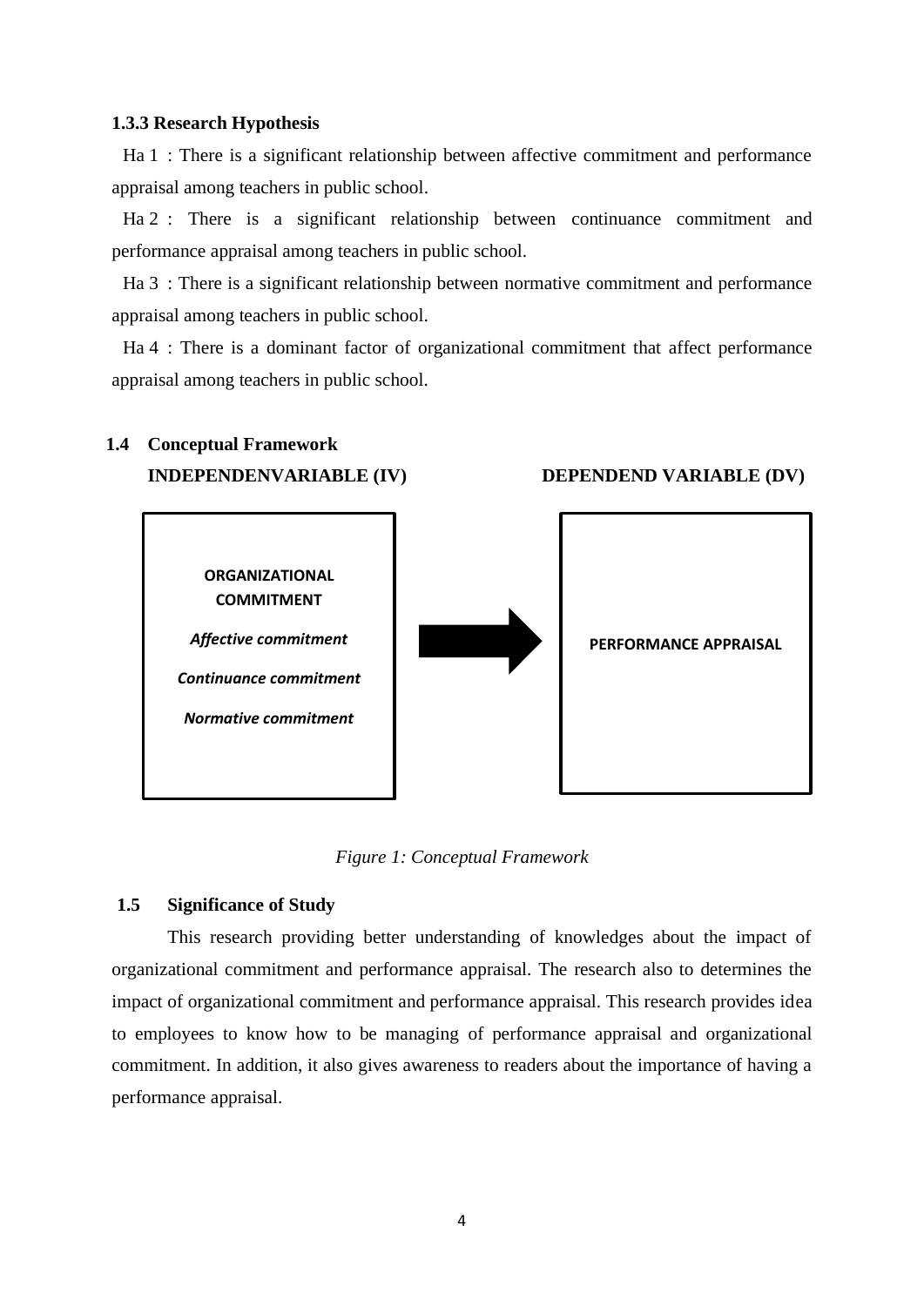### 1.3.3 Research Hypothesis

Ha 1 : There is a significant relationship between affective commitment and performance appraisal among teachers in public school.

Ha 2 : There is a significant relationship between continuance commitment and performance appraisal among teachers in public school.

Ha 3 : There is a significant relationship between normative commitment and performance appraisal among teachers in public school.

Ha 4 : There is a dominant factor of organizational commitment that affect performance appraisal among teachers in public school.

## 1.4 Conceptual Framework

**INDEPENDENVARIABLE (IV)** **DEPENDEND VARIABLE (DV)**

| INDEPENDENVARIABLE (IV) | | DEPENDEND VARIABLE (DV) |
|---|---|---|
| **ORGANIZATIONAL COMMITMENT**<br>***Affective commitment***<br>***Continuance commitment***<br>***Normative commitment*** | → | **PERFORMANCE APPRAISAL** |

*Figure 1: Conceptual Framework*

## 1.5 Significance of Study

This research providing better understanding of knowledges about the impact of organizational commitment and performance appraisal. The research also to determines the impact of organizational commitment and performance appraisal. This research provides idea to employees to know how to be managing of performance appraisal and organizational commitment. In addition, it also gives awareness to readers about the importance of having a performance appraisal.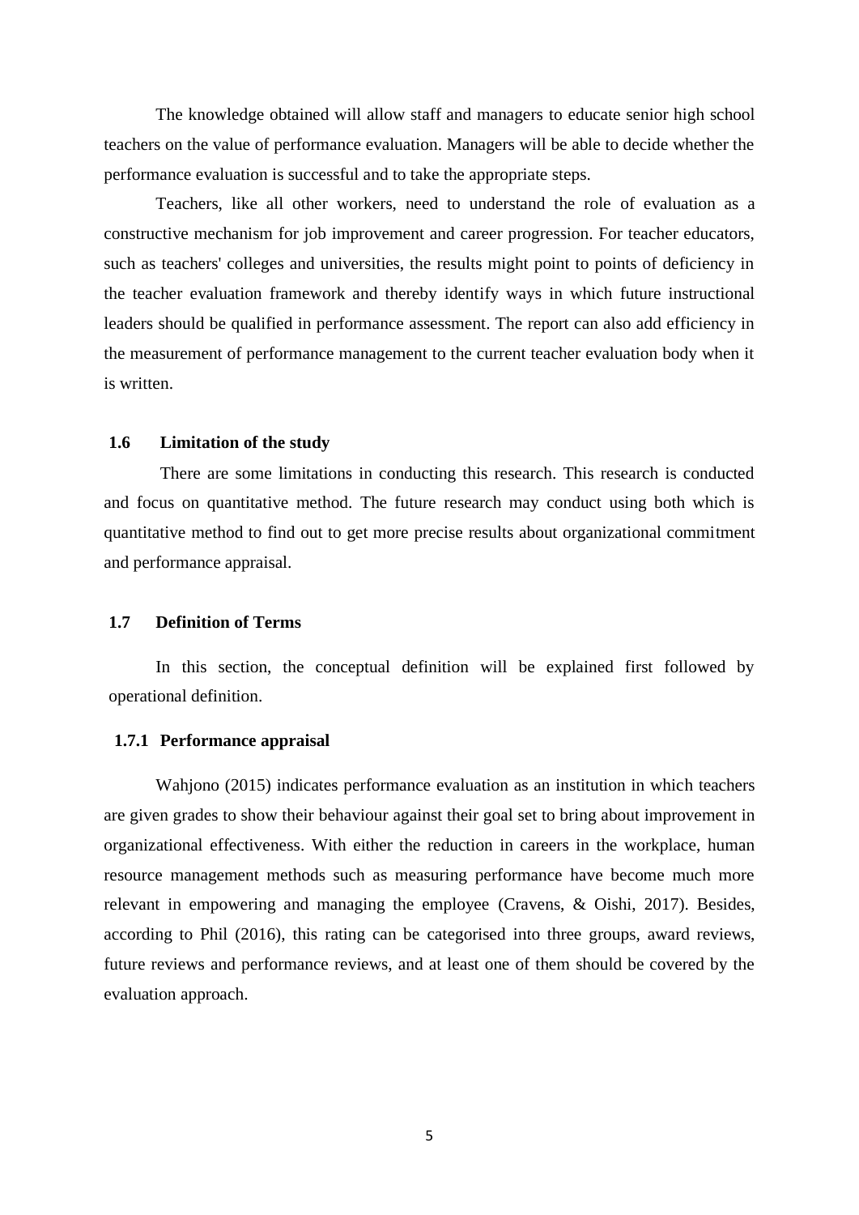The knowledge obtained will allow staff and managers to educate senior high school teachers on the value of performance evaluation. Managers will be able to decide whether the performance evaluation is successful and to take the appropriate steps.

Teachers, like all other workers, need to understand the role of evaluation as a constructive mechanism for job improvement and career progression. For teacher educators, such as teachers' colleges and universities, the results might point to points of deficiency in the teacher evaluation framework and thereby identify ways in which future instructional leaders should be qualified in performance assessment. The report can also add efficiency in the measurement of performance management to the current teacher evaluation body when it is written.

## 1.6 Limitation of the study

There are some limitations in conducting this research. This research is conducted and focus on quantitative method. The future research may conduct using both which is quantitative method to find out to get more precise results about organizational commitment and performance appraisal.

## 1.7 Definition of Terms

In this section, the conceptual definition will be explained first followed by operational definition.

### 1.7.1 Performance appraisal

Wahjono (2015) indicates performance evaluation as an institution in which teachers are given grades to show their behaviour against their goal set to bring about improvement in organizational effectiveness. With either the reduction in careers in the workplace, human resource management methods such as measuring performance have become much more relevant in empowering and managing the employee (Cravens, & Oishi, 2017). Besides, according to Phil (2016), this rating can be categorised into three groups, award reviews, future reviews and performance reviews, and at least one of them should be covered by the evaluation approach.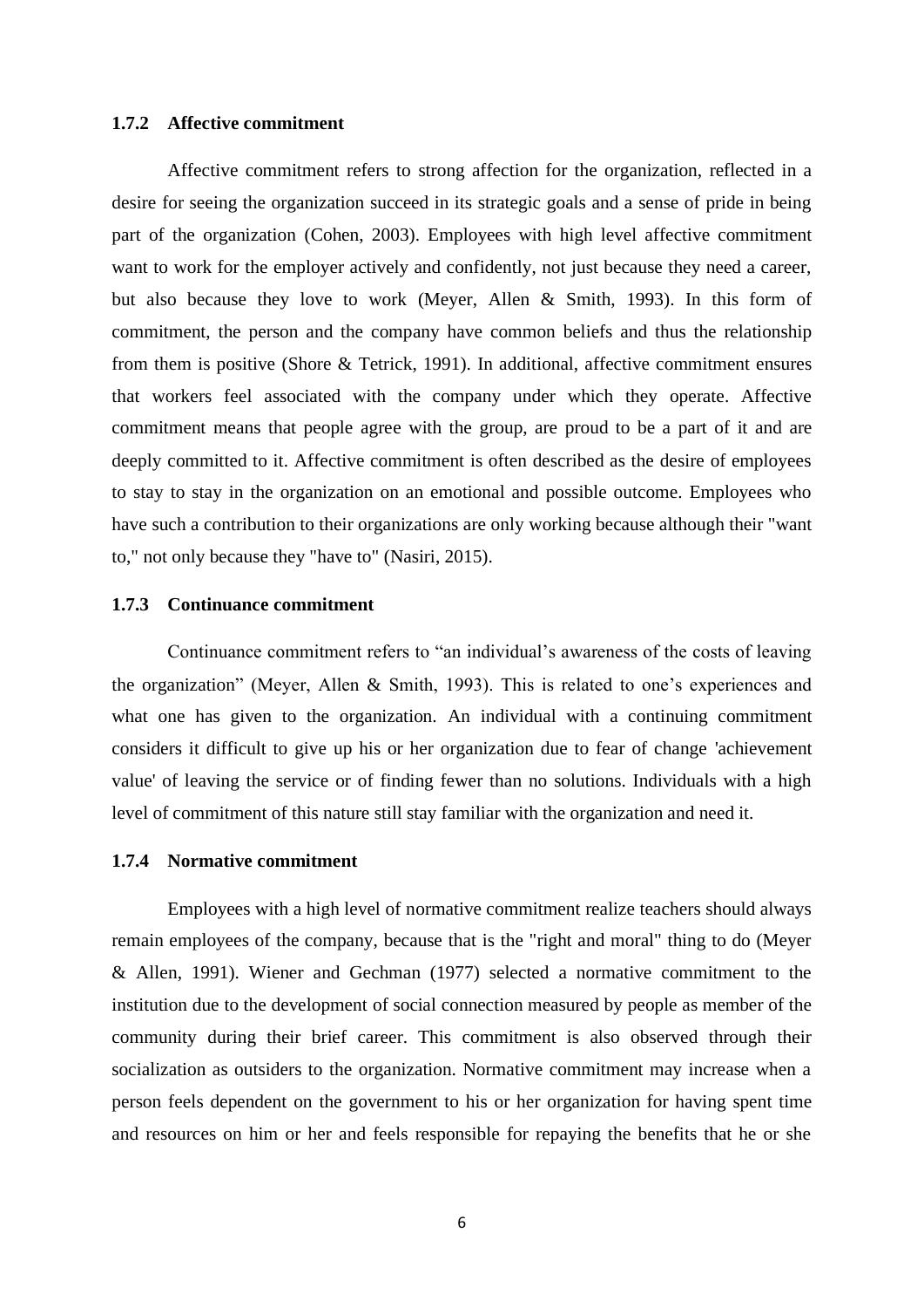### 1.7.2 Affective commitment

Affective commitment refers to strong affection for the organization, reflected in a desire for seeing the organization succeed in its strategic goals and a sense of pride in being part of the organization (Cohen, 2003). Employees with high level affective commitment want to work for the employer actively and confidently, not just because they need a career, but also because they love to work (Meyer, Allen & Smith, 1993). In this form of commitment, the person and the company have common beliefs and thus the relationship from them is positive (Shore & Tetrick, 1991). In additional, affective commitment ensures that workers feel associated with the company under which they operate. Affective commitment means that people agree with the group, are proud to be a part of it and are deeply committed to it. Affective commitment is often described as the desire of employees to stay to stay in the organization on an emotional and possible outcome. Employees who have such a contribution to their organizations are only working because although their "want to," not only because they "have to" (Nasiri, 2015).

### 1.7.3 Continuance commitment

Continuance commitment refers to "an individual's awareness of the costs of leaving the organization" (Meyer, Allen & Smith, 1993). This is related to one's experiences and what one has given to the organization. An individual with a continuing commitment considers it difficult to give up his or her organization due to fear of change 'achievement value' of leaving the service or of finding fewer than no solutions. Individuals with a high level of commitment of this nature still stay familiar with the organization and need it.

### 1.7.4 Normative commitment

Employees with a high level of normative commitment realize teachers should always remain employees of the company, because that is the "right and moral" thing to do (Meyer & Allen, 1991). Wiener and Gechman (1977) selected a normative commitment to the institution due to the development of social connection measured by people as member of the community during their brief career. This commitment is also observed through their socialization as outsiders to the organization. Normative commitment may increase when a person feels dependent on the government to his or her organization for having spent time and resources on him or her and feels responsible for repaying the benefits that he or she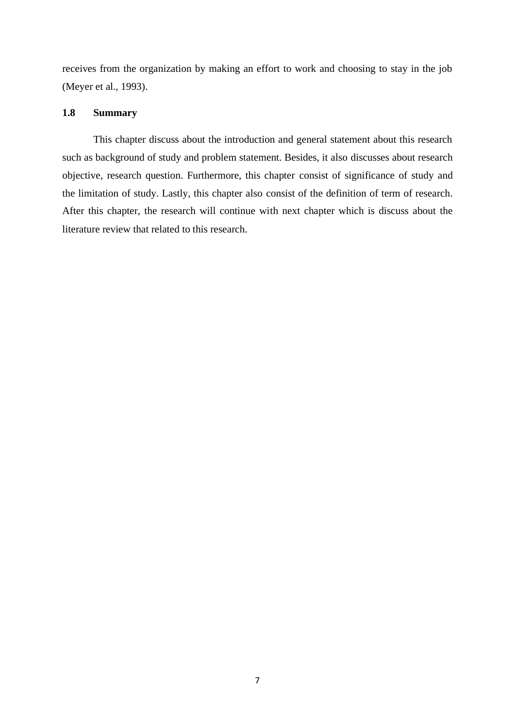receives from the organization by making an effort to work and choosing to stay in the job (Meyer et al., 1993).

### 1.8 Summary

This chapter discuss about the introduction and general statement about this research such as background of study and problem statement. Besides, it also discusses about research objective, research question. Furthermore, this chapter consist of significance of study and the limitation of study. Lastly, this chapter also consist of the definition of term of research. After this chapter, the research will continue with next chapter which is discuss about the literature review that related to this research.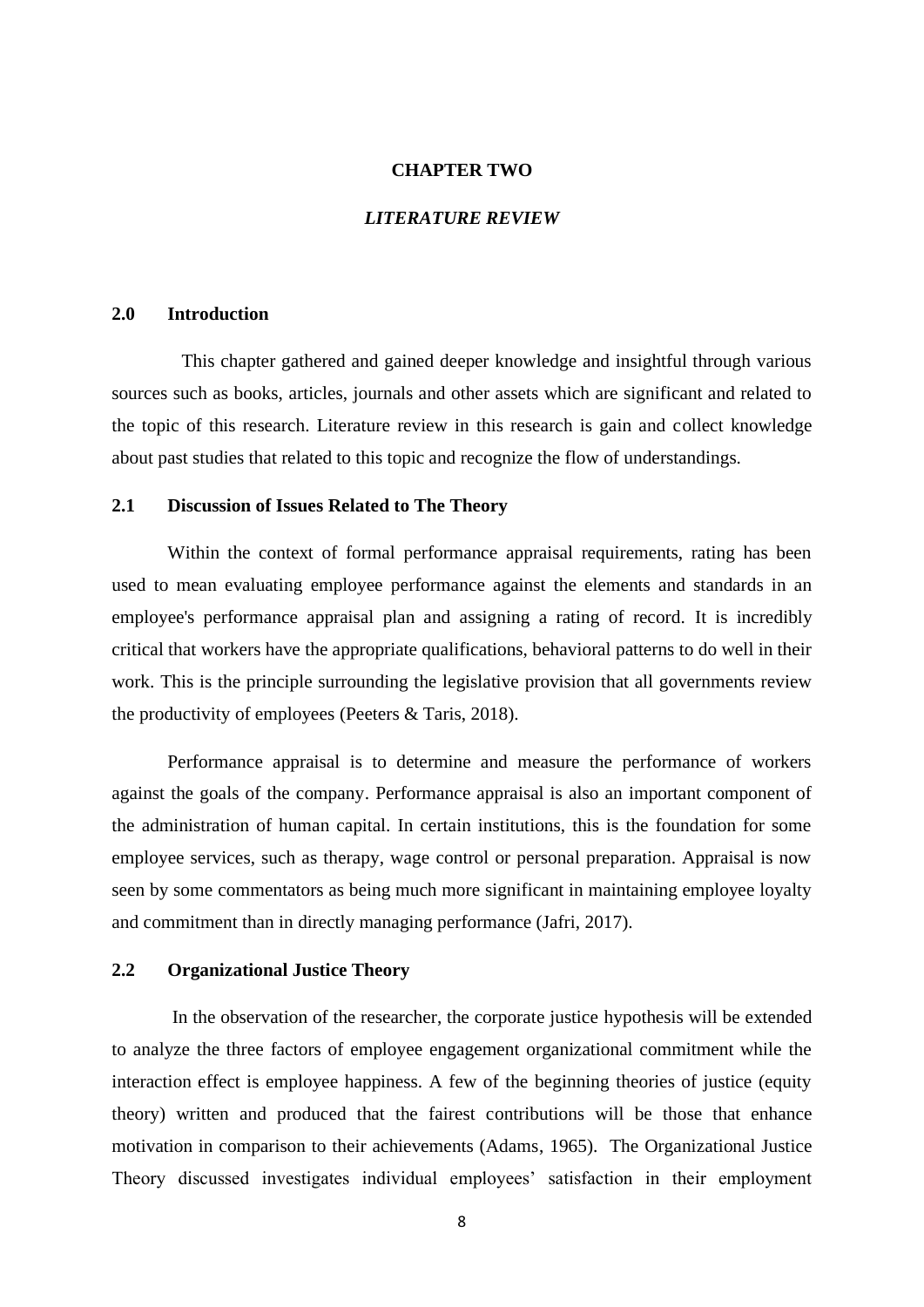# CHAPTER TWO

## *LITERATURE REVIEW*

### 2.0 Introduction

This chapter gathered and gained deeper knowledge and insightful through various sources such as books, articles, journals and other assets which are significant and related to the topic of this research. Literature review in this research is gain and collect knowledge about past studies that related to this topic and recognize the flow of understandings.

### 2.1 Discussion of Issues Related to The Theory

Within the context of formal performance appraisal requirements, rating has been used to mean evaluating employee performance against the elements and standards in an employee's performance appraisal plan and assigning a rating of record. It is incredibly critical that workers have the appropriate qualifications, behavioral patterns to do well in their work. This is the principle surrounding the legislative provision that all governments review the productivity of employees (Peeters & Taris, 2018).

Performance appraisal is to determine and measure the performance of workers against the goals of the company. Performance appraisal is also an important component of the administration of human capital. In certain institutions, this is the foundation for some employee services, such as therapy, wage control or personal preparation. Appraisal is now seen by some commentators as being much more significant in maintaining employee loyalty and commitment than in directly managing performance (Jafri, 2017).

### 2.2 Organizational Justice Theory

In the observation of the researcher, the corporate justice hypothesis will be extended to analyze the three factors of employee engagement organizational commitment while the interaction effect is employee happiness. A few of the beginning theories of justice (equity theory) written and produced that the fairest contributions will be those that enhance motivation in comparison to their achievements (Adams, 1965). The Organizational Justice Theory discussed investigates individual employees' satisfaction in their employment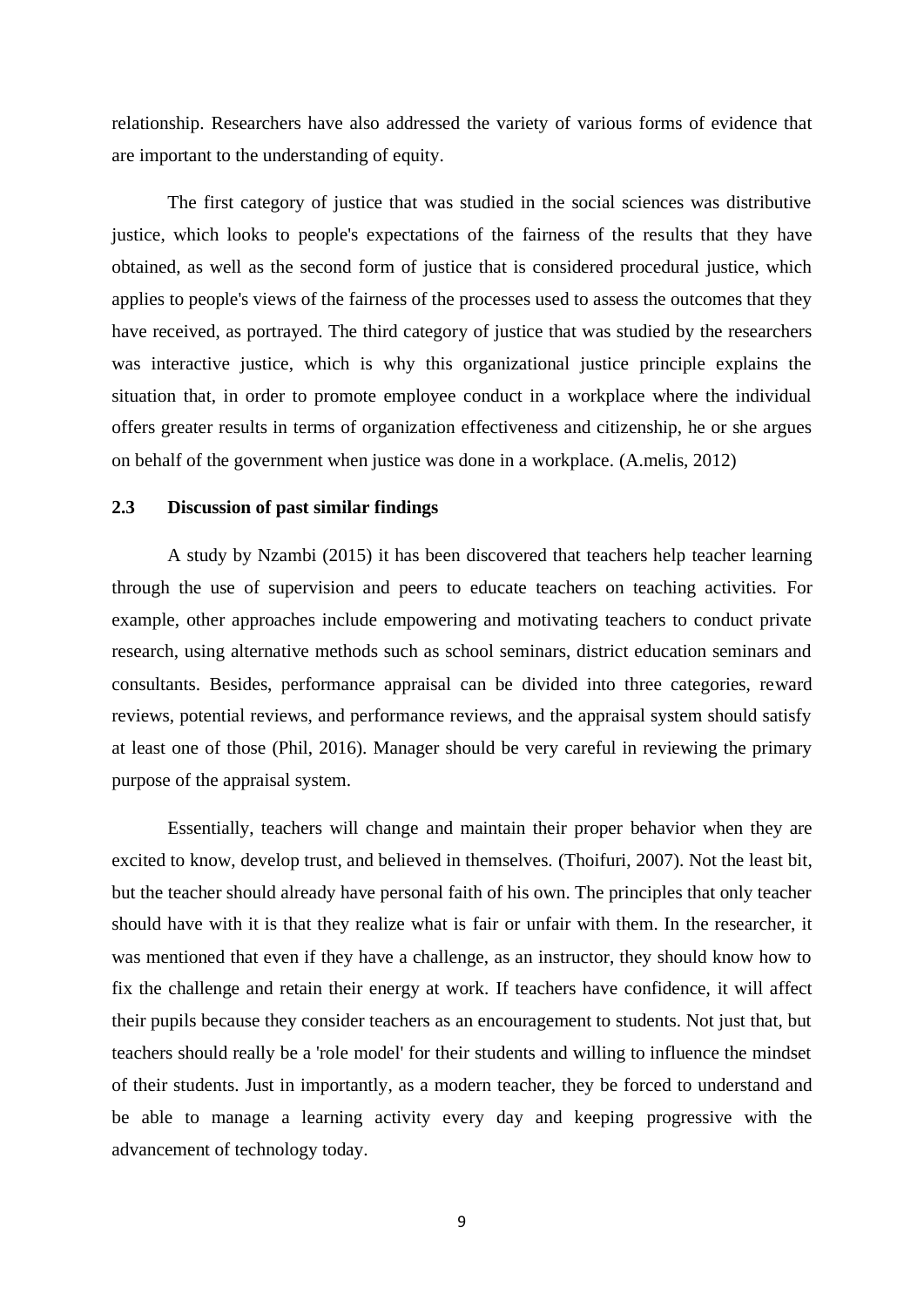relationship. Researchers have also addressed the variety of various forms of evidence that are important to the understanding of equity.

The first category of justice that was studied in the social sciences was distributive justice, which looks to people's expectations of the fairness of the results that they have obtained, as well as the second form of justice that is considered procedural justice, which applies to people's views of the fairness of the processes used to assess the outcomes that they have received, as portrayed. The third category of justice that was studied by the researchers was interactive justice, which is why this organizational justice principle explains the situation that, in order to promote employee conduct in a workplace where the individual offers greater results in terms of organization effectiveness and citizenship, he or she argues on behalf of the government when justice was done in a workplace. (A.melis, 2012)

## 2.3 Discussion of past similar findings

A study by Nzambi (2015) it has been discovered that teachers help teacher learning through the use of supervision and peers to educate teachers on teaching activities. For example, other approaches include empowering and motivating teachers to conduct private research, using alternative methods such as school seminars, district education seminars and consultants. Besides, performance appraisal can be divided into three categories, reward reviews, potential reviews, and performance reviews, and the appraisal system should satisfy at least one of those (Phil, 2016). Manager should be very careful in reviewing the primary purpose of the appraisal system.

Essentially, teachers will change and maintain their proper behavior when they are excited to know, develop trust, and believed in themselves. (Thoifuri, 2007). Not the least bit, but the teacher should already have personal faith of his own. The principles that only teacher should have with it is that they realize what is fair or unfair with them. In the researcher, it was mentioned that even if they have a challenge, as an instructor, they should know how to fix the challenge and retain their energy at work. If teachers have confidence, it will affect their pupils because they consider teachers as an encouragement to students. Not just that, but teachers should really be a 'role model' for their students and willing to influence the mindset of their students. Just in importantly, as a modern teacher, they be forced to understand and be able to manage a learning activity every day and keeping progressive with the advancement of technology today.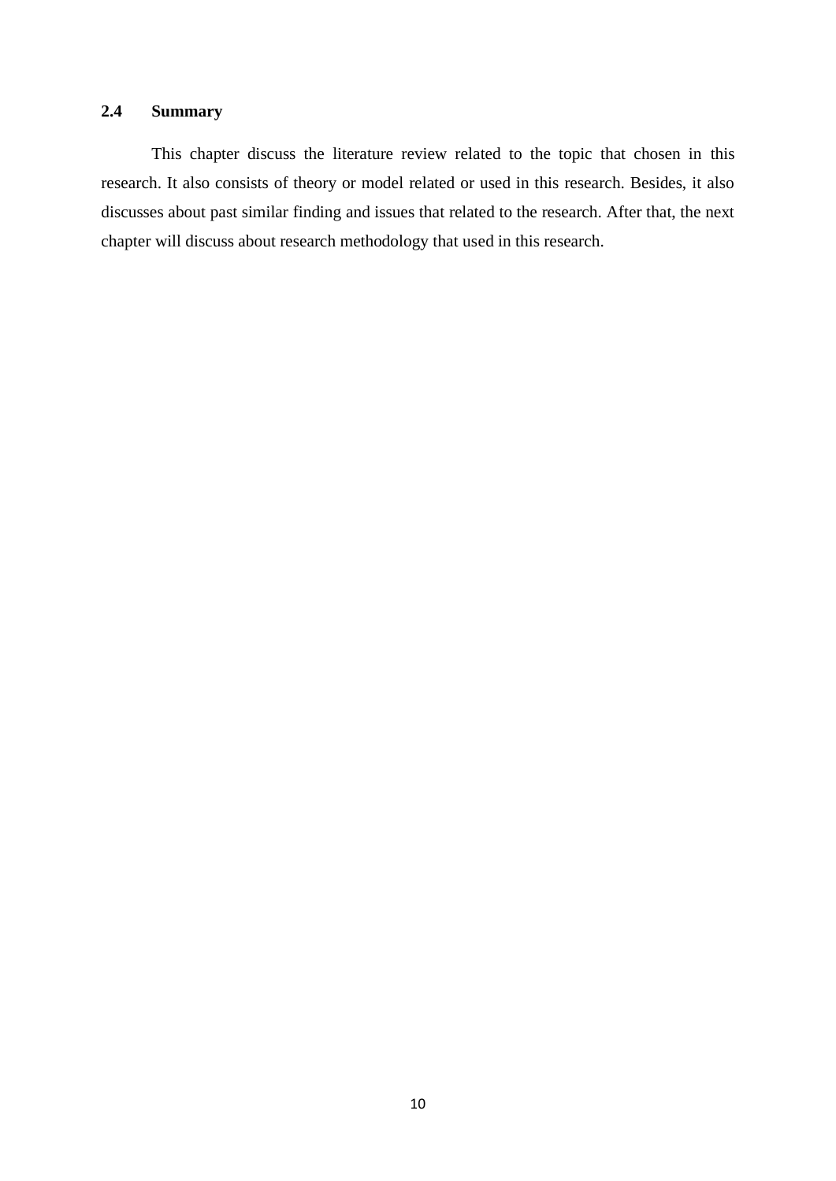## 2.4 Summary

This chapter discuss the literature review related to the topic that chosen in this research. It also consists of theory or model related or used in this research. Besides, it also discusses about past similar finding and issues that related to the research. After that, the next chapter will discuss about research methodology that used in this research.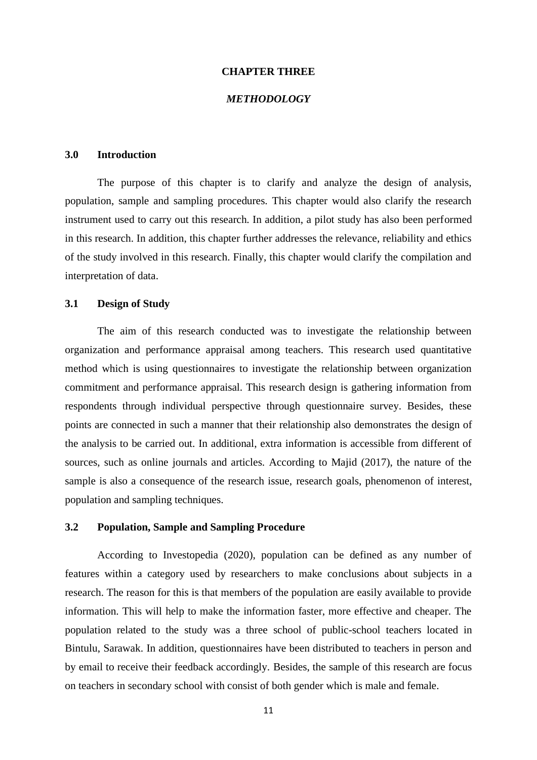# CHAPTER THREE

## *METHODOLOGY*

### 3.0 Introduction

The purpose of this chapter is to clarify and analyze the design of analysis, population, sample and sampling procedures. This chapter would also clarify the research instrument used to carry out this research. In addition, a pilot study has also been performed in this research. In addition, this chapter further addresses the relevance, reliability and ethics of the study involved in this research. Finally, this chapter would clarify the compilation and interpretation of data.

### 3.1 Design of Study

The aim of this research conducted was to investigate the relationship between organization and performance appraisal among teachers. This research used quantitative method which is using questionnaires to investigate the relationship between organization commitment and performance appraisal. This research design is gathering information from respondents through individual perspective through questionnaire survey. Besides, these points are connected in such a manner that their relationship also demonstrates the design of the analysis to be carried out. In additional, extra information is accessible from different of sources, such as online journals and articles. According to Majid (2017), the nature of the sample is also a consequence of the research issue, research goals, phenomenon of interest, population and sampling techniques.

### 3.2 Population, Sample and Sampling Procedure

According to Investopedia (2020), population can be defined as any number of features within a category used by researchers to make conclusions about subjects in a research. The reason for this is that members of the population are easily available to provide information. This will help to make the information faster, more effective and cheaper. The population related to the study was a three school of public-school teachers located in Bintulu, Sarawak. In addition, questionnaires have been distributed to teachers in person and by email to receive their feedback accordingly. Besides, the sample of this research are focus on teachers in secondary school with consist of both gender which is male and female.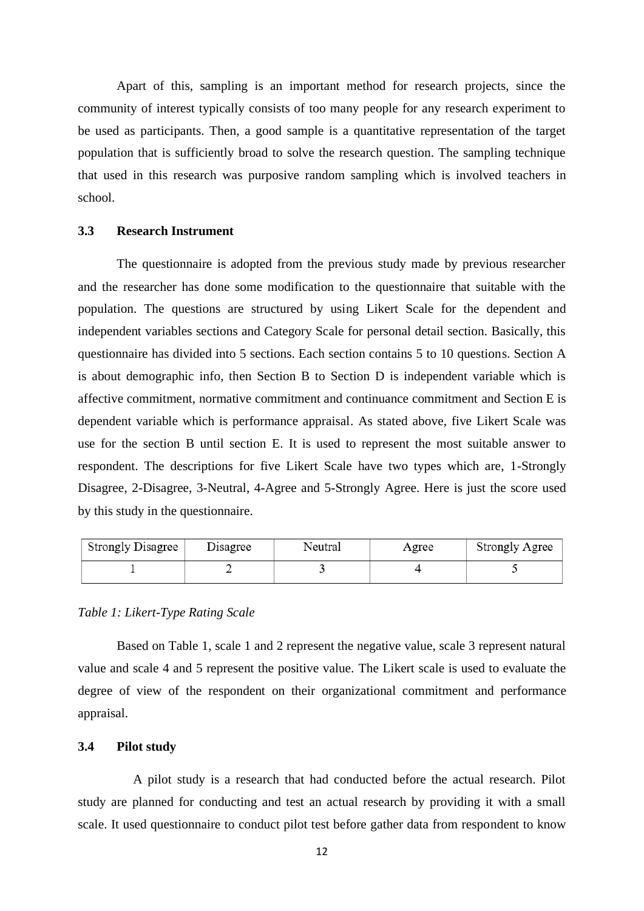Apart of this, sampling is an important method for research projects, since the community of interest typically consists of too many people for any research experiment to be used as participants. Then, a good sample is a quantitative representation of the target population that is sufficiently broad to solve the research question. The sampling technique that used in this research was purposive random sampling which is involved teachers in school.

### 3.3 Research Instrument

The questionnaire is adopted from the previous study made by previous researcher and the researcher has done some modification to the questionnaire that suitable with the population. The questions are structured by using Likert Scale for the dependent and independent variables sections and Category Scale for personal detail section. Basically, this questionnaire has divided into 5 sections. Each section contains 5 to 10 questions. Section A is about demographic info, then Section B to Section D is independent variable which is affective commitment, normative commitment and continuance commitment and Section E is dependent variable which is performance appraisal. As stated above, five Likert Scale was use for the section B until section E. It is used to represent the most suitable answer to respondent. The descriptions for five Likert Scale have two types which are, 1-Strongly Disagree, 2-Disagree, 3-Neutral, 4-Agree and 5-Strongly Agree. Here is just the score used by this study in the questionnaire.

| Strongly Disagree | Disagree | Neutral | Agree | Strongly Agree |
|---|---|---|---|---|
| 1 | 2 | 3 | 4 | 5 |

*Table 1: Likert-Type Rating Scale*

Based on Table 1, scale 1 and 2 represent the negative value, scale 3 represent natural value and scale 4 and 5 represent the positive value. The Likert scale is used to evaluate the degree of view of the respondent on their organizational commitment and performance appraisal.

### 3.4 Pilot study

A pilot study is a research that had conducted before the actual research. Pilot study are planned for conducting and test an actual research by providing it with a small scale. It used questionnaire to conduct pilot test before gather data from respondent to know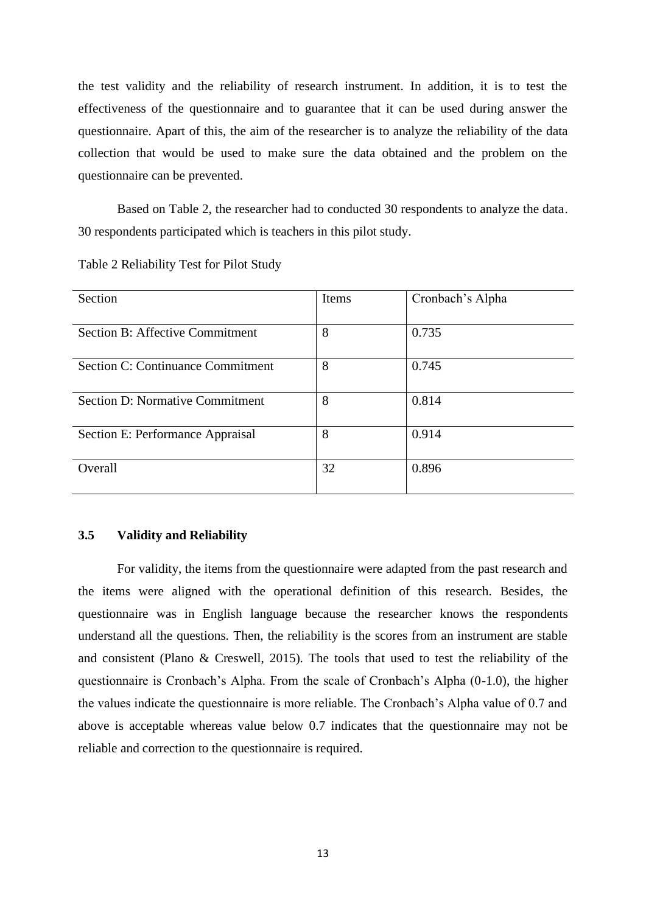the test validity and the reliability of research instrument. In addition, it is to test the effectiveness of the questionnaire and to guarantee that it can be used during answer the questionnaire. Apart of this, the aim of the researcher is to analyze the reliability of the data collection that would be used to make sure the data obtained and the problem on the questionnaire can be prevented.

Based on Table 2, the researcher had to conducted 30 respondents to analyze the data. 30 respondents participated which is teachers in this pilot study.

Table 2 Reliability Test for Pilot Study

| Section | Items | Cronbach's Alpha |
|---|---|---|
| Section B: Affective Commitment | 8 | 0.735 |
| Section C: Continuance Commitment | 8 | 0.745 |
| Section D: Normative Commitment | 8 | 0.814 |
| Section E: Performance Appraisal | 8 | 0.914 |
| Overall | 32 | 0.896 |

### 3.5 Validity and Reliability

For validity, the items from the questionnaire were adapted from the past research and the items were aligned with the operational definition of this research. Besides, the questionnaire was in English language because the researcher knows the respondents understand all the questions. Then, the reliability is the scores from an instrument are stable and consistent (Plano & Creswell, 2015). The tools that used to test the reliability of the questionnaire is Cronbach's Alpha. From the scale of Cronbach's Alpha (0-1.0), the higher the values indicate the questionnaire is more reliable. The Cronbach's Alpha value of 0.7 and above is acceptable whereas value below 0.7 indicates that the questionnaire may not be reliable and correction to the questionnaire is required.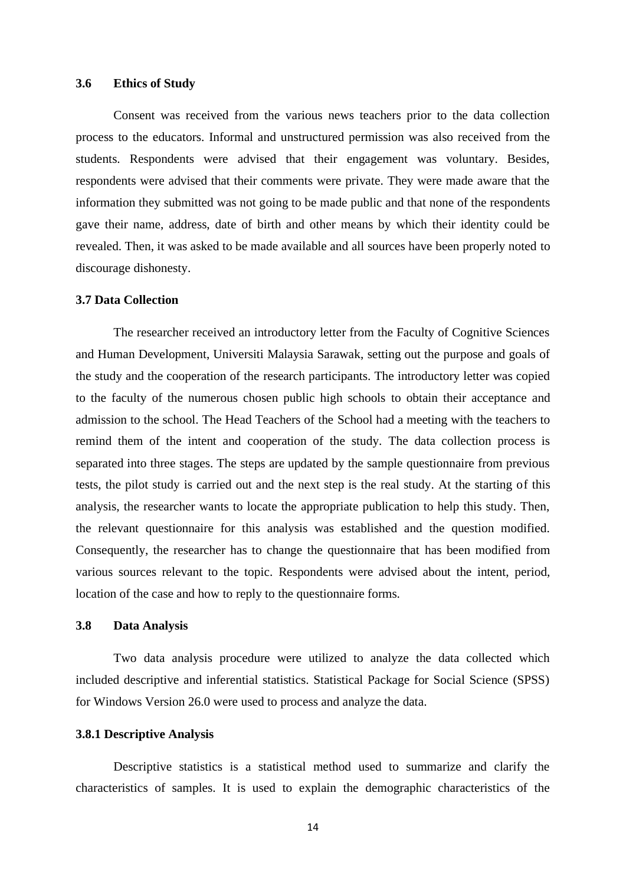### 3.6 Ethics of Study

Consent was received from the various news teachers prior to the data collection process to the educators. Informal and unstructured permission was also received from the students. Respondents were advised that their engagement was voluntary. Besides, respondents were advised that their comments were private. They were made aware that the information they submitted was not going to be made public and that none of the respondents gave their name, address, date of birth and other means by which their identity could be revealed. Then, it was asked to be made available and all sources have been properly noted to discourage dishonesty.

### 3.7 Data Collection

The researcher received an introductory letter from the Faculty of Cognitive Sciences and Human Development, Universiti Malaysia Sarawak, setting out the purpose and goals of the study and the cooperation of the research participants. The introductory letter was copied to the faculty of the numerous chosen public high schools to obtain their acceptance and admission to the school. The Head Teachers of the School had a meeting with the teachers to remind them of the intent and cooperation of the study. The data collection process is separated into three stages. The steps are updated by the sample questionnaire from previous tests, the pilot study is carried out and the next step is the real study. At the starting of this analysis, the researcher wants to locate the appropriate publication to help this study. Then, the relevant questionnaire for this analysis was established and the question modified. Consequently, the researcher has to change the questionnaire that has been modified from various sources relevant to the topic. Respondents were advised about the intent, period, location of the case and how to reply to the questionnaire forms.

### 3.8 Data Analysis

Two data analysis procedure were utilized to analyze the data collected which included descriptive and inferential statistics. Statistical Package for Social Science (SPSS) for Windows Version 26.0 were used to process and analyze the data.

#### 3.8.1 Descriptive Analysis

Descriptive statistics is a statistical method used to summarize and clarify the characteristics of samples. It is used to explain the demographic characteristics of the